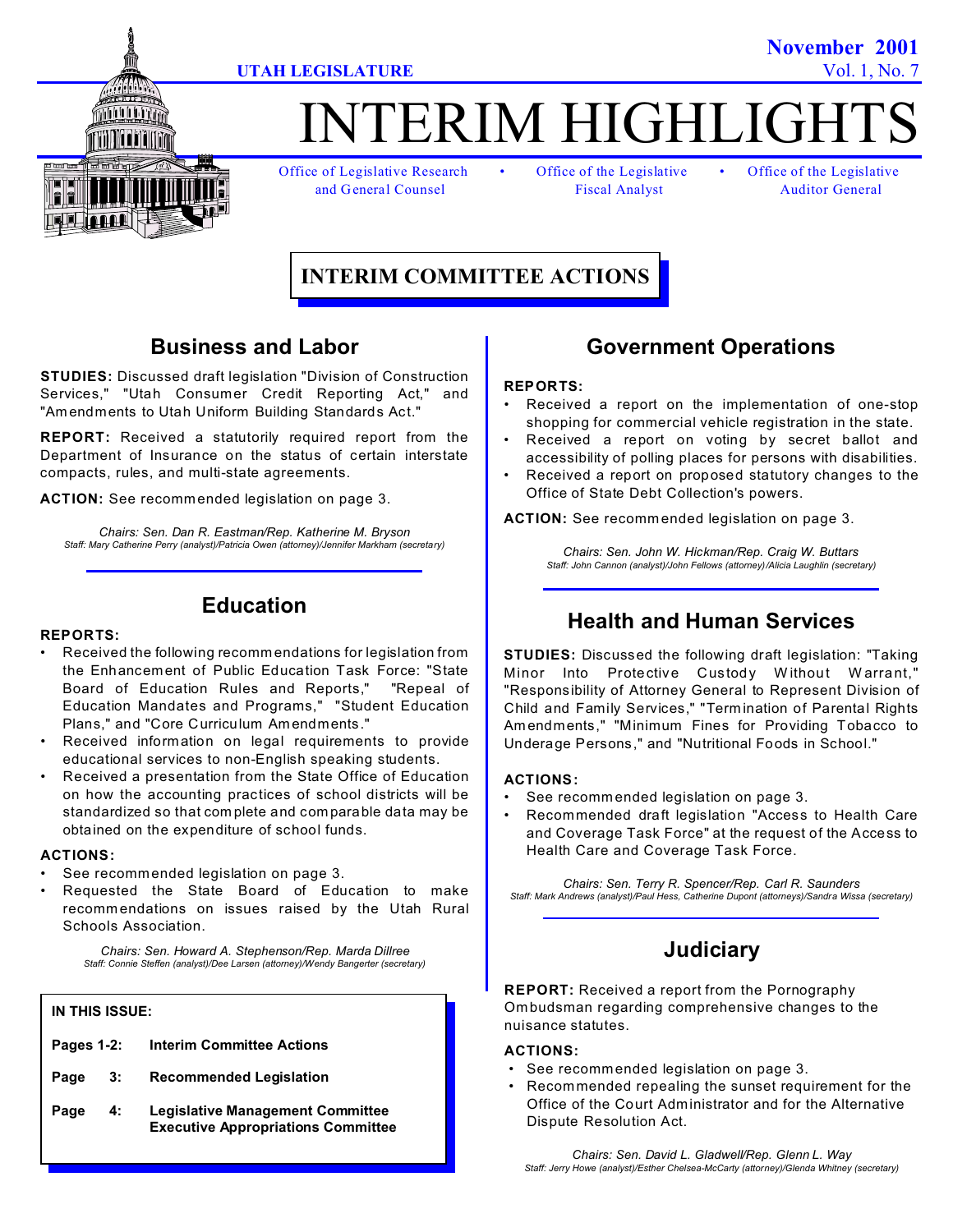UTAH LEGISLATURE

November 2001
Vol. 1, No. 7

# INTERIM HIGHLIGHTS

Office of Legislative Research and General Counsel • Office of the Legislative Fiscal Analyst • Office of the Legislative Auditor General

## INTERIM COMMITTEE ACTIONS

### Business and Labor

**STUDIES:** Discussed draft legislation "Division of Construction Services," "Utah Consumer Credit Reporting Act," and "Amendments to Utah Uniform Building Standards Act."

**REPORT:** Received a statutorily required report from the Department of Insurance on the status of certain interstate compacts, rules, and multi-state agreements.

**ACTION:** See recommended legislation on page 3.

*Chairs: Sen. Dan R. Eastman/Rep. Katherine M. Bryson*
*Staff: Mary Catherine Perry (analyst)/Patricia Owen (attorney)/Jennifer Markham (secretary)*

### Education

**REPORTS:**

- Received the following recommendations for legislation from the Enhancement of Public Education Task Force: "State Board of Education Rules and Reports," "Repeal of Education Mandates and Programs," "Student Education Plans," and "Core Curriculum Amendments."
- Received information on legal requirements to provide educational services to non-English speaking students.
- Received a presentation from the State Office of Education on how the accounting practices of school districts will be standardized so that complete and comparable data may be obtained on the expenditure of school funds.

**ACTIONS:**

- See recommended legislation on page 3.
- Requested the State Board of Education to make recommendations on issues raised by the Utah Rural Schools Association.

*Chairs: Sen. Howard A. Stephenson/Rep. Marda Dillree*
*Staff: Connie Steffen (analyst)/Dee Larsen (attorney)/Wendy Bangerter (secretary)*

**IN THIS ISSUE:**

| | |
|---|---|
| Pages 1-2: | Interim Committee Actions |
| Page 3: | Recommended Legislation |
| Page 4: | Legislative Management Committee<br>Executive Appropriations Committee |

### Government Operations

**REPORTS:**

- Received a report on the implementation of one-stop shopping for commercial vehicle registration in the state.
- Received a report on voting by secret ballot and accessibility of polling places for persons with disabilities.
- Received a report on proposed statutory changes to the Office of State Debt Collection's powers.

**ACTION:** See recommended legislation on page 3.

*Chairs: Sen. John W. Hickman/Rep. Craig W. Buttars*
*Staff: John Cannon (analyst)/John Fellows (attorney)/Alicia Laughlin (secretary)*

### Health and Human Services

**STUDIES:** Discussed the following draft legislation: "Taking Minor Into Protective Custody Without Warrant," "Responsibility of Attorney General to Represent Division of Child and Family Services," "Termination of Parental Rights Amendments," "Minimum Fines for Providing Tobacco to Underage Persons," and "Nutritional Foods in School."

**ACTIONS:**

- See recommended legislation on page 3.
- Recommended draft legislation "Access to Health Care and Coverage Task Force" at the request of the Access to Health Care and Coverage Task Force.

*Chairs: Sen. Terry R. Spencer/Rep. Carl R. Saunders*
*Staff: Mark Andrews (analyst)/Paul Hess, Catherine Dupont (attorneys)/Sandra Wissa (secretary)*

### Judiciary

**REPORT:** Received a report from the Pornography Ombudsman regarding comprehensive changes to the nuisance statutes.

**ACTIONS:**

- See recommended legislation on page 3.
- Recommended repealing the sunset requirement for the Office of the Court Administrator and for the Alternative Dispute Resolution Act.

*Chairs: Sen. David L. Gladwell/Rep. Glenn L. Way*
*Staff: Jerry Howe (analyst)/Esther Chelsea-McCarty (attorney)/Glenda Whitney (secretary)*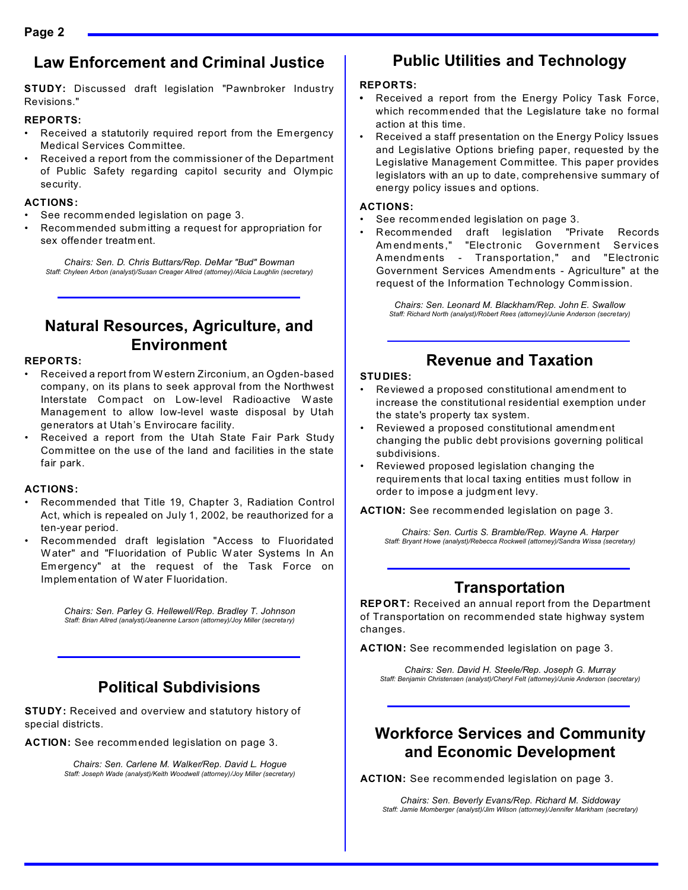## Law Enforcement and Criminal Justice

**STUDY:** Discussed draft legislation "Pawnbroker Industry Revisions."

**REPORTS:**

- Received a statutorily required report from the Emergency Medical Services Committee.
- Received a report from the commissioner of the Department of Public Safety regarding capitol security and Olympic security.

**ACTIONS:**

- See recommended legislation on page 3.
- Recommended submitting a request for appropriation for sex offender treatment.

*Chairs: Sen. D. Chris Buttars/Rep. DeMar "Bud" Bowman*
*Staff: Chyleen Arbon (analyst)/Susan Creager Allred (attorney)/Alicia Laughlin (secretary)*

## Natural Resources, Agriculture, and Environment

**REPORTS:**

- Received a report from Western Zirconium, an Ogden-based company, on its plans to seek approval from the Northwest Interstate Compact on Low-level Radioactive Waste Management to allow low-level waste disposal by Utah generators at Utah's Envirocare facility.
- Received a report from the Utah State Fair Park Study Committee on the use of the land and facilities in the state fair park.

**ACTIONS:**

- Recommended that Title 19, Chapter 3, Radiation Control Act, which is repealed on July 1, 2002, be reauthorized for a ten-year period.
- Recommended draft legislation "Access to Fluoridated Water" and "Fluoridation of Public Water Systems In An Emergency" at the request of the Task Force on Implementation of Water Fluoridation.

*Chairs: Sen. Parley G. Hellewell/Rep. Bradley T. Johnson*
*Staff: Brian Allred (analyst)/Jeanenne Larson (attorney)/Joy Miller (secretary)*

## Political Subdivisions

**STUDY:** Received and overview and statutory history of special districts.

**ACTION:** See recommended legislation on page 3.

*Chairs: Sen. Carlene M. Walker/Rep. David L. Hogue*
*Staff: Joseph Wade (analyst)/Keith Woodwell (attorney)/Joy Miller (secretary)*

## Public Utilities and Technology

**REPORTS:**

- Received a report from the Energy Policy Task Force, which recommended that the Legislature take no formal action at this time.
- Received a staff presentation on the Energy Policy Issues and Legislative Options briefing paper, requested by the Legislative Management Committee. This paper provides legislators with an up to date, comprehensive summary of energy policy issues and options.

**ACTIONS:**

- See recommended legislation on page 3.
- Recommended draft legislation "Private Records Amendments," "Electronic Government Services Amendments - Transportation," and "Electronic Government Services Amendments - Agriculture" at the request of the Information Technology Commission.

*Chairs: Sen. Leonard M. Blackham/Rep. John E. Swallow*
*Staff: Richard North (analyst)/Robert Rees (attorney)/Junie Anderson (secretary)*

## Revenue and Taxation

**STUDIES:**

- Reviewed a proposed constitutional amendment to increase the constitutional residential exemption under the state's property tax system.
- Reviewed a proposed constitutional amendment changing the public debt provisions governing political subdivisions.
- Reviewed proposed legislation changing the requirements that local taxing entities must follow in order to impose a judgment levy.

**ACTION:** See recommended legislation on page 3.

*Chairs: Sen. Curtis S. Bramble/Rep. Wayne A. Harper*
*Staff: Bryant Howe (analyst)/Rebecca Rockwell (attorney)/Sandra Wissa (secretary)*

## Transportation

**REPORT:** Received an annual report from the Department of Transportation on recommended state highway system changes.

**ACTION:** See recommended legislation on page 3.

*Chairs: Sen. David H. Steele/Rep. Joseph G. Murray*
*Staff: Benjamin Christensen (analyst)/Cheryl Felt (attorney)/Junie Anderson (secretary)*

## Workforce Services and Community and Economic Development

**ACTION:** See recommended legislation on page 3.

*Chairs: Sen. Beverly Evans/Rep. Richard M. Siddoway*
*Staff: Jamie Momberger (analyst)/Jim Wilson (attorney)/Jennifer Markham (secretary)*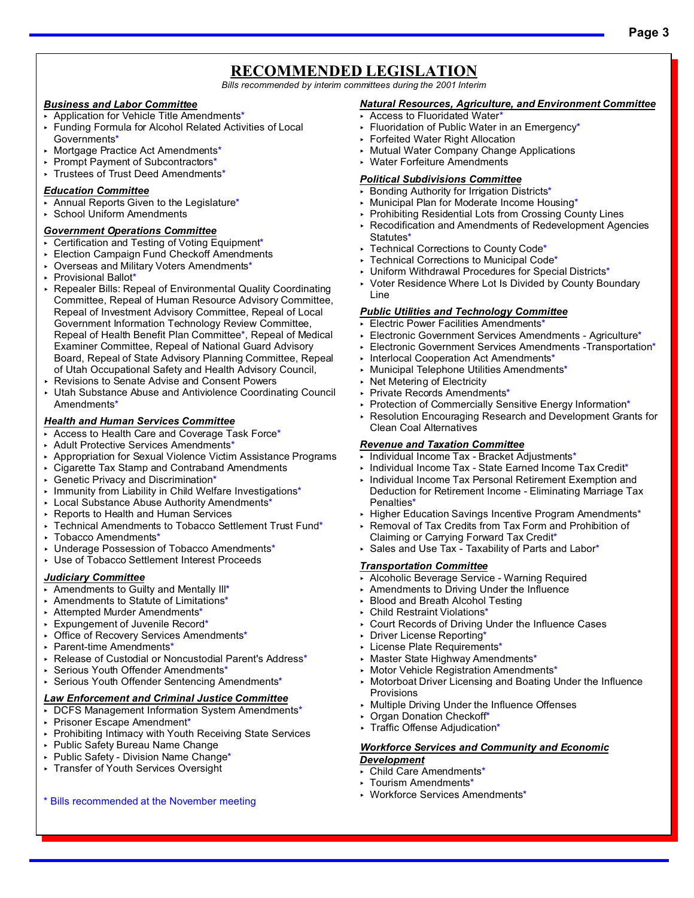# RECOMMENDED LEGISLATION

*Bills recommended by interim committees during the 2001 Interim*

### Business and Labor Committee

- Application for Vehicle Title Amendments*
- Funding Formula for Alcohol Related Activities of Local Governments*
- Mortgage Practice Act Amendments*
- Prompt Payment of Subcontractors*
- Trustees of Trust Deed Amendments*

### Education Committee

- Annual Reports Given to the Legislature*
- School Uniform Amendments

### Government Operations Committee

- Certification and Testing of Voting Equipment*
- Election Campaign Fund Checkoff Amendments
- Overseas and Military Voters Amendments*
- Provisional Ballot*
- Repealer Bills: Repeal of Environmental Quality Coordinating Committee, Repeal of Human Resource Advisory Committee, Repeal of Investment Advisory Committee, Repeal of Local Government Information Technology Review Committee, Repeal of Health Benefit Plan Committee*, Repeal of Medical Examiner Committee, Repeal of National Guard Advisory Board, Repeal of State Advisory Planning Committee, Repeal of Utah Occupational Safety and Health Advisory Council,
- Revisions to Senate Advise and Consent Powers
- Utah Substance Abuse and Antiviolence Coordinating Council Amendments*

### Health and Human Services Committee

- Access to Health Care and Coverage Task Force*
- Adult Protective Services Amendments*
- Appropriation for Sexual Violence Victim Assistance Programs
- Cigarette Tax Stamp and Contraband Amendments
- Genetic Privacy and Discrimination*
- Immunity from Liability in Child Welfare Investigations*
- Local Substance Abuse Authority Amendments*
- Reports to Health and Human Services
- Technical Amendments to Tobacco Settlement Trust Fund*
- Tobacco Amendments*
- Underage Possession of Tobacco Amendments*
- Use of Tobacco Settlement Interest Proceeds

### Judiciary Committee

- Amendments to Guilty and Mentally Ill*
- Amendments to Statute of Limitations*
- Attempted Murder Amendments*
- Expungement of Juvenile Record*
- Office of Recovery Services Amendments*
- Parent-time Amendments*
- Release of Custodial or Noncustodial Parent's Address*
- Serious Youth Offender Amendments*
- Serious Youth Offender Sentencing Amendments*

### Law Enforcement and Criminal Justice Committee

- DCFS Management Information System Amendments*
- Prisoner Escape Amendment*
- Prohibiting Intimacy with Youth Receiving State Services
- Public Safety Bureau Name Change
- Public Safety - Division Name Change*
- Transfer of Youth Services Oversight

### Natural Resources, Agriculture, and Environment Committee

- Access to Fluoridated Water*
- Fluoridation of Public Water in an Emergency*
- Forfeited Water Right Allocation
- Mutual Water Company Change Applications
- Water Forfeiture Amendments

### Political Subdivisions Committee

- Bonding Authority for Irrigation Districts*
- Municipal Plan for Moderate Income Housing*
- Prohibiting Residential Lots from Crossing County Lines
- Recodification and Amendments of Redevelopment Agencies Statutes*
- Technical Corrections to County Code*
- Technical Corrections to Municipal Code*
- Uniform Withdrawal Procedures for Special Districts*
- Voter Residence Where Lot Is Divided by County Boundary Line

### Public Utilities and Technology Committee

- Electric Power Facilities Amendments*
- Electronic Government Services Amendments - Agriculture*
- Electronic Government Services Amendments -Transportation*
- Interlocal Cooperation Act Amendments*
- Municipal Telephone Utilities Amendments*
- Net Metering of Electricity
- Private Records Amendments*
- Protection of Commercially Sensitive Energy Information*
- Resolution Encouraging Research and Development Grants for Clean Coal Alternatives

### Revenue and Taxation Committee

- Individual Income Tax - Bracket Adjustments*
- Individual Income Tax - State Earned Income Tax Credit*
- Individual Income Tax Personal Retirement Exemption and Deduction for Retirement Income - Eliminating Marriage Tax Penalties*
- Higher Education Savings Incentive Program Amendments*
- Removal of Tax Credits from Tax Form and Prohibition of Claiming or Carrying Forward Tax Credit*
- Sales and Use Tax - Taxability of Parts and Labor*

### Transportation Committee

- Alcoholic Beverage Service - Warning Required
- Amendments to Driving Under the Influence
- Blood and Breath Alcohol Testing
- Child Restraint Violations*
- Court Records of Driving Under the Influence Cases
- Driver License Reporting*
- License Plate Requirements*
- Master State Highway Amendments*
- Motor Vehicle Registration Amendments*
- Motorboat Driver Licensing and Boating Under the Influence Provisions
- Multiple Driving Under the Influence Offenses
- Organ Donation Checkoff*
- Traffic Offense Adjudication*

### Workforce Services and Community and Economic Development

- Child Care Amendments*
- Tourism Amendments*
- Workforce Services Amendments*

\* Bills recommended at the November meeting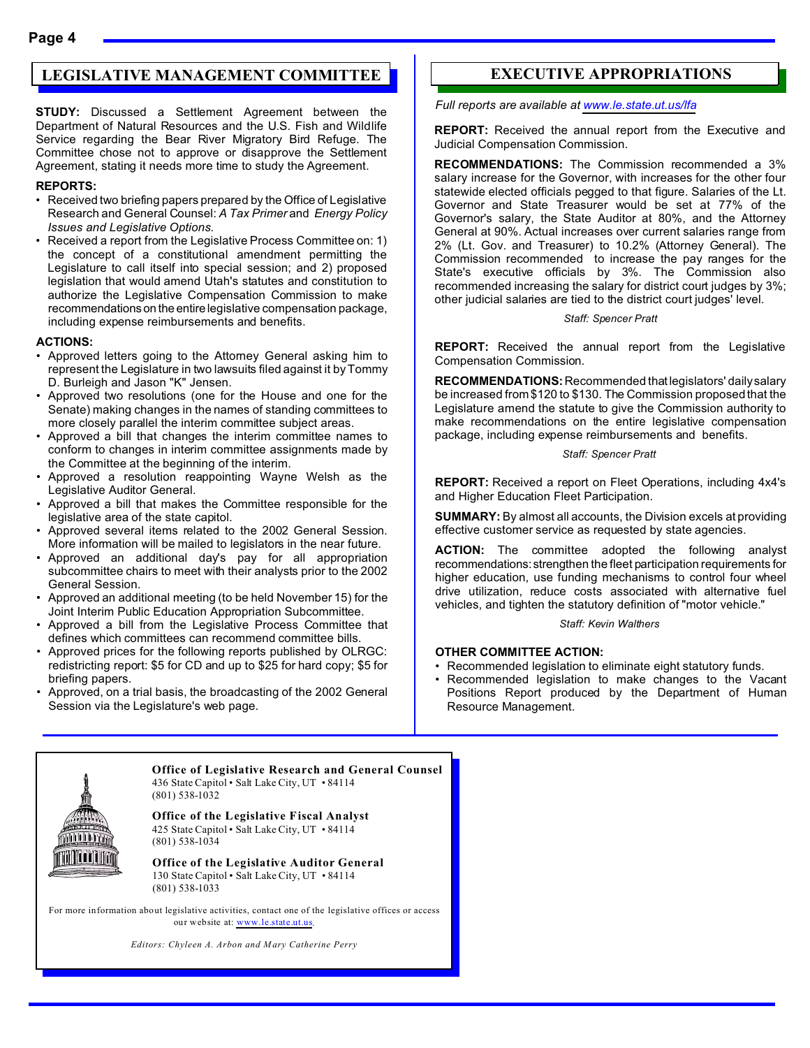## LEGISLATIVE MANAGEMENT COMMITTEE

**STUDY:** Discussed a Settlement Agreement between the Department of Natural Resources and the U.S. Fish and Wildlife Service regarding the Bear River Migratory Bird Refuge. The Committee chose not to approve or disapprove the Settlement Agreement, stating it needs more time to study the Agreement.

**REPORTS:**

- Received two briefing papers prepared by the Office of Legislative Research and General Counsel: *A Tax Primer* and *Energy Policy Issues and Legislative Options.*
- Received a report from the Legislative Process Committee on: 1) the concept of a constitutional amendment permitting the Legislature to call itself into special session; and 2) proposed legislation that would amend Utah's statutes and constitution to authorize the Legislative Compensation Commission to make recommendations on the entire legislative compensation package, including expense reimbursements and benefits.

**ACTIONS:**

- Approved letters going to the Attorney General asking him to represent the Legislature in two lawsuits filed against it by Tommy D. Burleigh and Jason "K" Jensen.
- Approved two resolutions (one for the House and one for the Senate) making changes in the names of standing committees to more closely parallel the interim committee subject areas.
- Approved a bill that changes the interim committee names to conform to changes in interim committee assignments made by the Committee at the beginning of the interim.
- Approved a resolution reappointing Wayne Welsh as the Legislative Auditor General.
- Approved a bill that makes the Committee responsible for the legislative area of the state capitol.
- Approved several items related to the 2002 General Session. More information will be mailed to legislators in the near future.
- Approved an additional day's pay for all appropriation subcommittee chairs to meet with their analysts prior to the 2002 General Session.
- Approved an additional meeting (to be held November 15) for the Joint Interim Public Education Appropriation Subcommittee.
- Approved a bill from the Legislative Process Committee that defines which committees can recommend committee bills.
- Approved prices for the following reports published by OLRGC: redistricting report: $5 for CD and up to $25 for hard copy; $5 for briefing papers.
- Approved, on a trial basis, the broadcasting of the 2002 General Session via the Legislature's web page.

## EXECUTIVE APPROPRIATIONS

*Full reports are available at www.le.state.ut.us/lfa*

**REPORT:** Received the annual report from the Executive and Judicial Compensation Commission.

**RECOMMENDATIONS:** The Commission recommended a 3% salary increase for the Governor, with increases for the other four statewide elected officials pegged to that figure. Salaries of the Lt. Governor and State Treasurer would be set at 77% of the Governor's salary, the State Auditor at 80%, and the Attorney General at 90%. Actual increases over current salaries range from 2% (Lt. Gov. and Treasurer) to 10.2% (Attorney General). The Commission recommended to increase the pay ranges for the State's executive officials by 3%. The Commission also recommended increasing the salary for district court judges by 3%; other judicial salaries are tied to the district court judges' level.

*Staff: Spencer Pratt*

**REPORT:** Received the annual report from the Legislative Compensation Commission.

**RECOMMENDATIONS:** Recommended that legislators' daily salary be increased from $120 to $130. The Commission proposed that the Legislature amend the statute to give the Commission authority to make recommendations on the entire legislative compensation package, including expense reimbursements and benefits.

*Staff: Spencer Pratt*

**REPORT:** Received a report on Fleet Operations, including 4x4's and Higher Education Fleet Participation.

**SUMMARY:** By almost all accounts, the Division excels at providing effective customer service as requested by state agencies.

**ACTION:** The committee adopted the following analyst recommendations: strengthen the fleet participation requirements for higher education, use funding mechanisms to control four wheel drive utilization, reduce costs associated with alternative fuel vehicles, and tighten the statutory definition of "motor vehicle."

*Staff: Kevin Walthers*

**OTHER COMMITTEE ACTION:**

- Recommended legislation to eliminate eight statutory funds.
- Recommended legislation to make changes to the Vacant Positions Report produced by the Department of Human Resource Management.

---

**Office of Legislative Research and General Counsel**
436 State Capitol • Salt Lake City, UT • 84114
(801) 538-1032

**Office of the Legislative Fiscal Analyst**
425 State Capitol • Salt Lake City, UT • 84114
(801) 538-1034

**Office of the Legislative Auditor General**
130 State Capitol • Salt Lake City, UT • 84114
(801) 538-1033

For more information about legislative activities, contact one of the legislative offices or access our website at: www.le.state.ut.us.

*Editors: Chyleen A. Arbon and Mary Catherine Perry*